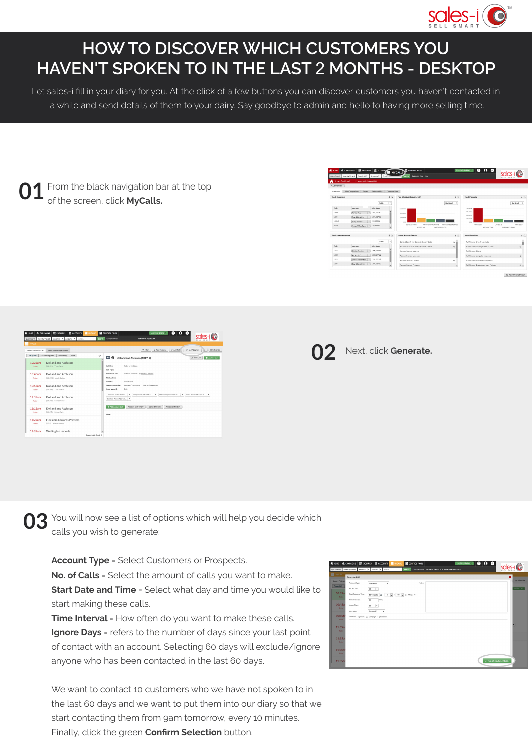# HOW TO DISCOVER WHICH CUSTOMERS YOU HAVEN'T SPOKEN TO IN THE LAST 2 MONTHS - DESKTOP

Let sales-i fill in your diary for you. At the click of a few buttons you can discover customers you haven't contacted in a while and send details of them to your dairy. Say goodbye to admin and hello to having more selling time.

**01** From the black navigation bar at the top of the screen, click **MyCalls.**

**02** Next, click **Generate.**

**03** You will now see a list of options which will help you decide which calls you wish to generate:

**Account Type** = Select Customers or Prospects.
**No. of Calls** = Select the amount of calls you want to make.
**Start Date and Time** = Select what day and time you would like to start making these calls.
**Time Interval** = How often do you want to make these calls.
**Ignore Days** = refers to the number of days since your last point of contact with an account. Selecting 60 days will exclude/ignore anyone who has been contacted in the last 60 days.

We want to contact 10 customers who we have not spoken to in the last 60 days and we want to put them into our diary so that we start contacting them from 9am tomorrow, every 10 minutes. Finally, click the green **Confirm Selection** button.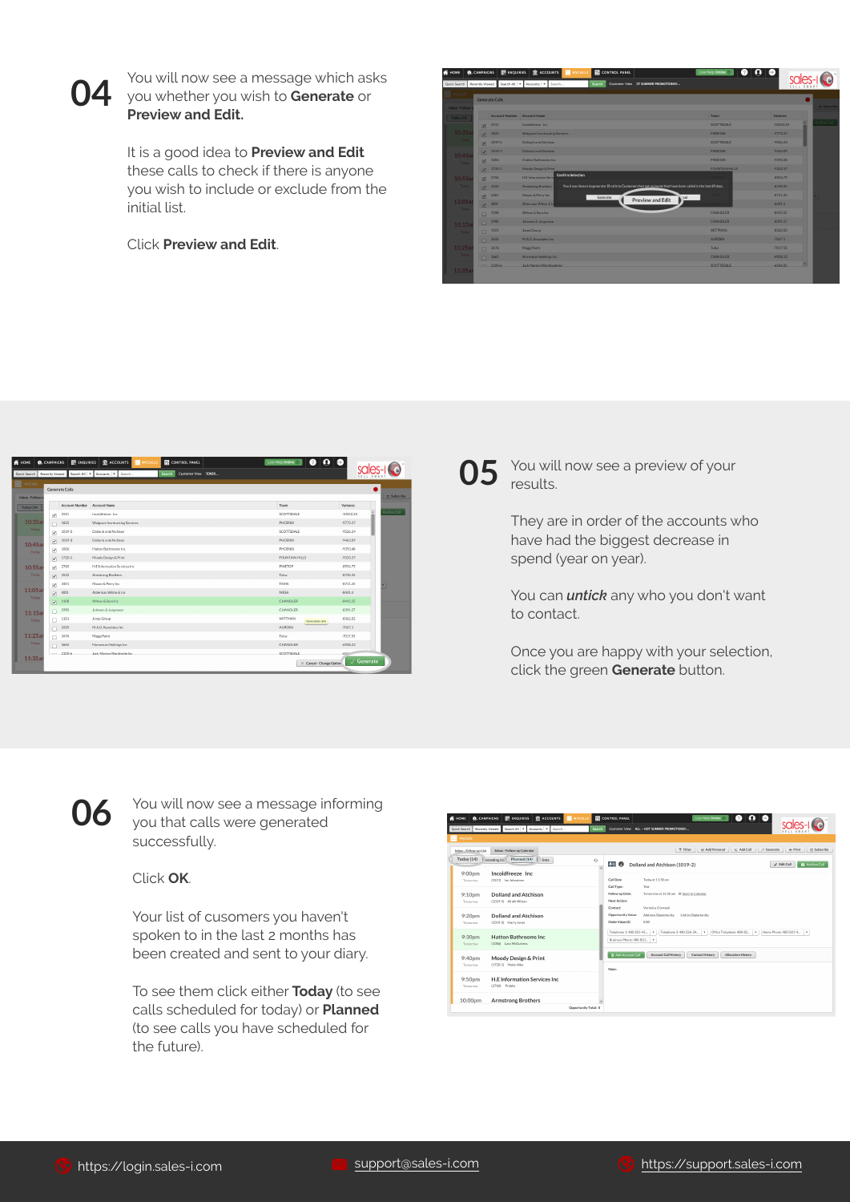## 04

You will now see a message which asks you whether you wish to **Generate** or **Preview and Edit.**

It is a good idea to **Preview and Edit** these calls to check if there is anyone you wish to include or exclude from the initial list.

Click **Preview and Edit**.

## 05

You will now see a preview of your results.

They are in order of the accounts who have had the biggest decrease in spend (year on year).

You can ***untick*** any who you don't want to contact.

Once you are happy with your selection, click the green **Generate** button.

## 06

You will now see a message informing you that calls were generated successfully.

Click **OK**.

Your list of cusomers you haven't spoken to in the last 2 months has been created and sent to your diary.

To see them click either **Today** (to see calls scheduled for today) or **Planned** (to see calls you have scheduled for the future).

https://login.sales-i.com support@sales-i.com https://support.sales-i.com